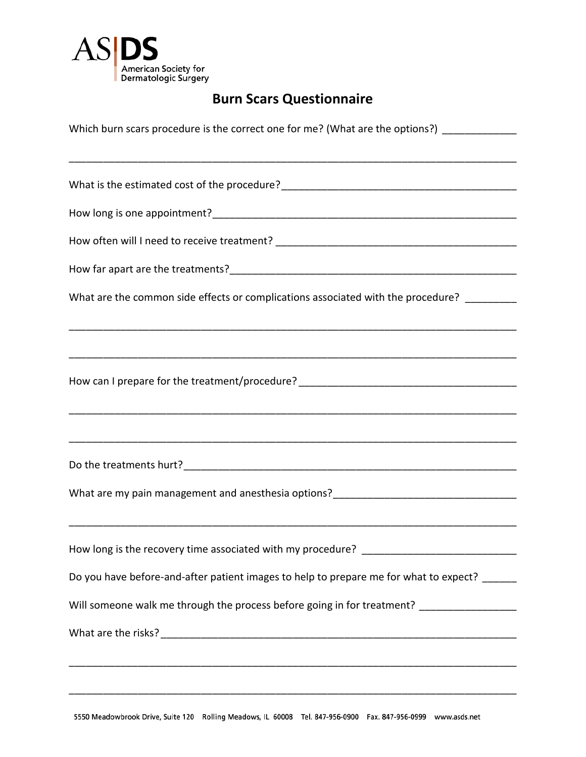ASDS
American Society for Dermatologic Surgery

# Burn Scars Questionnaire

Which burn scars procedure is the correct one for me? (What are the options?) _____________

_______________________________________________________________________________

What is the estimated cost of the procedure?_________________________________________

How long is one appointment?_____________________________________________________

How often will I need to receive treatment? __________________________________________

How far apart are the treatments?__________________________________________________

What are the common side effects or complications associated with the procedure? _________

_______________________________________________________________________________

_______________________________________________________________________________

How can I prepare for the treatment/procedure?______________________________________

_______________________________________________________________________________

_______________________________________________________________________________

Do the treatments hurt?__________________________________________________________

What are my pain management and anesthesia options?________________________________

_______________________________________________________________________________

How long is the recovery time associated with my procedure? ___________________________

Do you have before-and-after patient images to help to prepare me for what to expect? ______

Will someone walk me through the process before going in for treatment? _________________

What are the risks?______________________________________________________________

_______________________________________________________________________________

_______________________________________________________________________________

5550 Meadowbrook Drive, Suite 120 Rolling Meadows, IL 60008 Tel. 847-956-0900 Fax. 847-956-0999 www.asds.net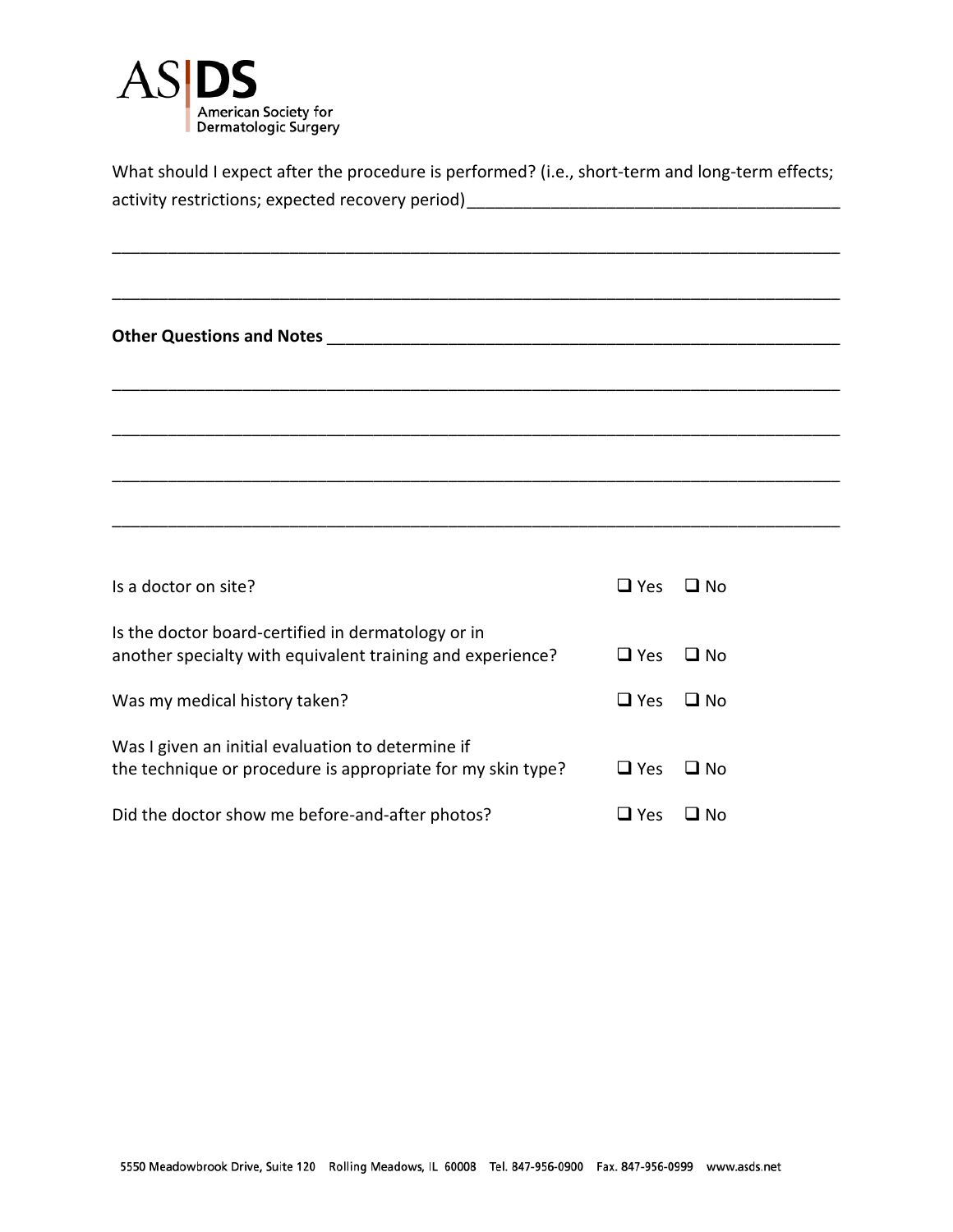What should I expect after the procedure is performed? (i.e., short-term and long-term effects; activity restrictions; expected recovery period)________________________________________

________________________________________________________________________________

________________________________________________________________________________

**Other Questions and Notes** ________________________________________________________

________________________________________________________________________________

________________________________________________________________________________

________________________________________________________________________________

________________________________________________________________________________

| | | |
|---|---|---|
| Is a doctor on site? | ❑ Yes | ❑ No |
| Is the doctor board-certified in dermatology or in another specialty with equivalent training and experience? | ❑ Yes | ❑ No |
| Was my medical history taken? | ❑ Yes | ❑ No |
| Was I given an initial evaluation to determine if the technique or procedure is appropriate for my skin type? | ❑ Yes | ❑ No |
| Did the doctor show me before-and-after photos? | ❑ Yes | ❑ No |